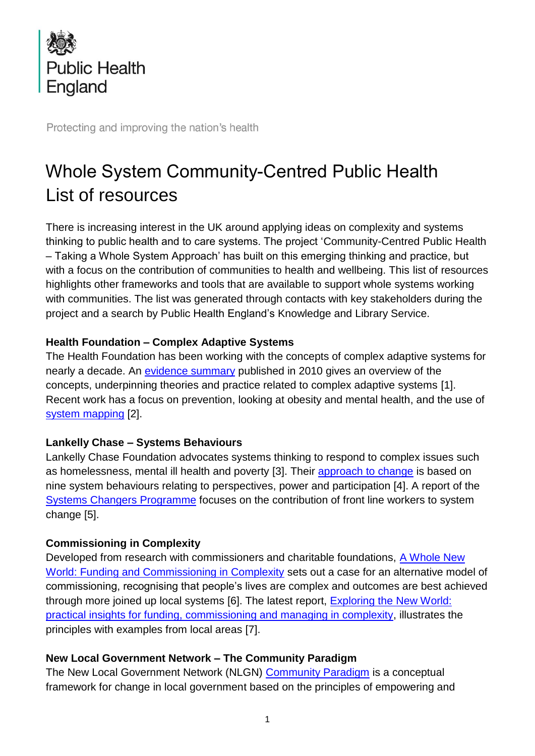Public Health England

Protecting and improving the nation's health

# Whole System Community-Centred Public Health List of resources

There is increasing interest in the UK around applying ideas on complexity and systems thinking to public health and to care systems. The project 'Community-Centred Public Health – Taking a Whole System Approach' has built on this emerging thinking and practice, but with a focus on the contribution of communities to health and wellbeing. This list of resources highlights other frameworks and tools that are available to support whole systems working with communities. The list was generated through contacts with key stakeholders during the project and a search by Public Health England's Knowledge and Library Service.

**Health Foundation – Complex Adaptive Systems**

The Health Foundation has been working with the concepts of complex adaptive systems for nearly a decade. An evidence summary published in 2010 gives an overview of the concepts, underpinning theories and practice related to complex adaptive systems [1]. Recent work has a focus on prevention, looking at obesity and mental health, and the use of system mapping [2].

**Lankelly Chase – Systems Behaviours**

Lankelly Chase Foundation advocates systems thinking to respond to complex issues such as homelessness, mental ill health and poverty [3]. Their approach to change is based on nine system behaviours relating to perspectives, power and participation [4]. A report of the Systems Changers Programme focuses on the contribution of front line workers to system change [5].

**Commissioning in Complexity**

Developed from research with commissioners and charitable foundations, A Whole New World: Funding and Commissioning in Complexity sets out a case for an alternative model of commissioning, recognising that people's lives are complex and outcomes are best achieved through more joined up local systems [6]. The latest report, Exploring the New World: practical insights for funding, commissioning and managing in complexity, illustrates the principles with examples from local areas [7].

**New Local Government Network – The Community Paradigm**

The New Local Government Network (NLGN) Community Paradigm is a conceptual framework for change in local government based on the principles of empowering and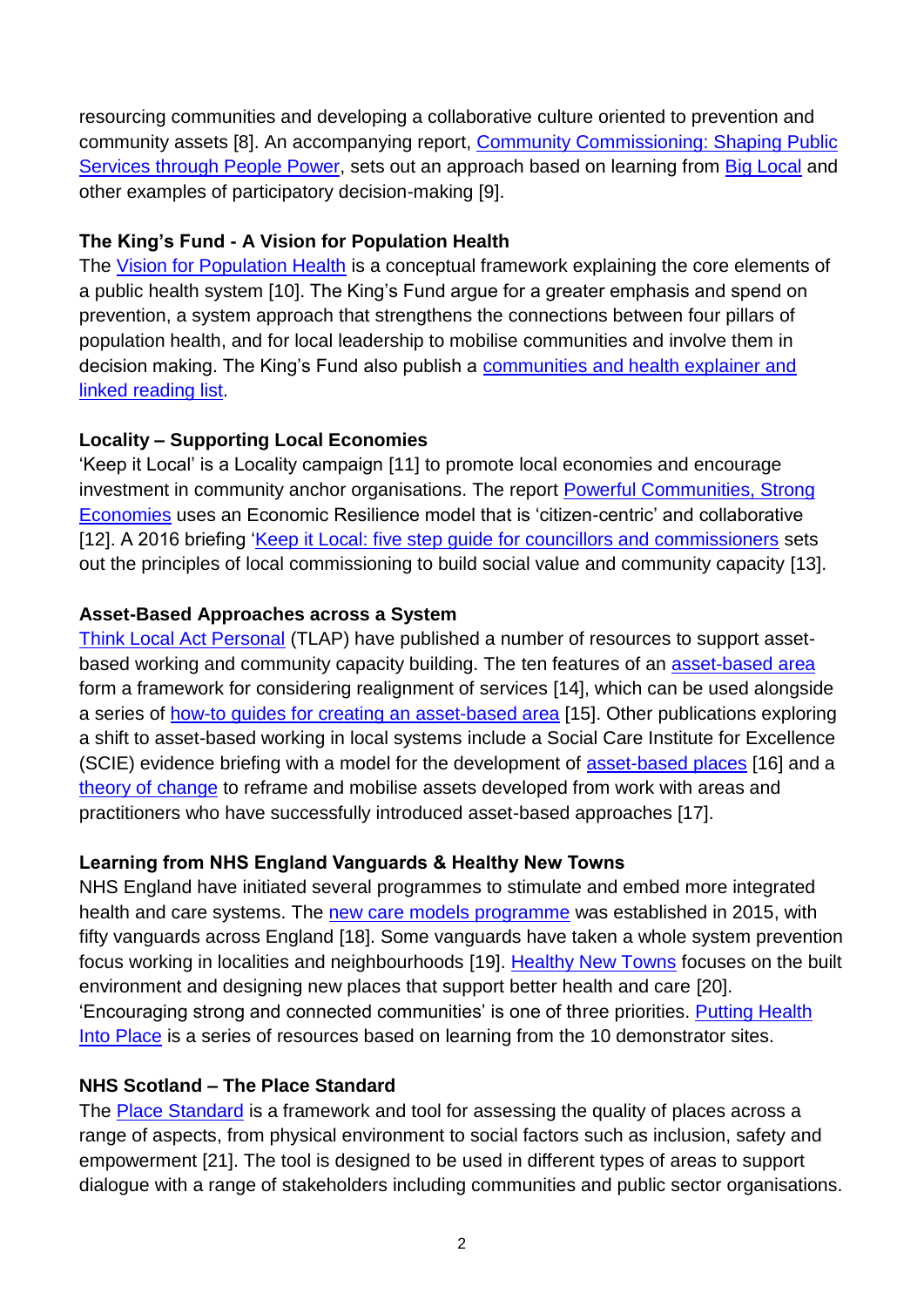resourcing communities and developing a collaborative culture oriented to prevention and community assets [8]. An accompanying report, Community Commissioning: Shaping Public Services through People Power, sets out an approach based on learning from Big Local and other examples of participatory decision-making [9].

### The King's Fund - A Vision for Population Health

The Vision for Population Health is a conceptual framework explaining the core elements of a public health system [10]. The King's Fund argue for a greater emphasis and spend on prevention, a system approach that strengthens the connections between four pillars of population health, and for local leadership to mobilise communities and involve them in decision making. The King's Fund also publish a communities and health explainer and linked reading list.

### Locality – Supporting Local Economies

'Keep it Local' is a Locality campaign [11] to promote local economies and encourage investment in community anchor organisations. The report Powerful Communities, Strong Economies uses an Economic Resilience model that is 'citizen-centric' and collaborative [12]. A 2016 briefing 'Keep it Local: five step guide for councillors and commissioners sets out the principles of local commissioning to build social value and community capacity [13].

### Asset-Based Approaches across a System

Think Local Act Personal (TLAP) have published a number of resources to support asset-based working and community capacity building. The ten features of an asset-based area form a framework for considering realignment of services [14], which can be used alongside a series of how-to guides for creating an asset-based area [15]. Other publications exploring a shift to asset-based working in local systems include a Social Care Institute for Excellence (SCIE) evidence briefing with a model for the development of asset-based places [16] and a theory of change to reframe and mobilise assets developed from work with areas and practitioners who have successfully introduced asset-based approaches [17].

### Learning from NHS England Vanguards & Healthy New Towns

NHS England have initiated several programmes to stimulate and embed more integrated health and care systems. The new care models programme was established in 2015, with fifty vanguards across England [18]. Some vanguards have taken a whole system prevention focus working in localities and neighbourhoods [19]. Healthy New Towns focuses on the built environment and designing new places that support better health and care [20]. 'Encouraging strong and connected communities' is one of three priorities. Putting Health Into Place is a series of resources based on learning from the 10 demonstrator sites.

### NHS Scotland – The Place Standard

The Place Standard is a framework and tool for assessing the quality of places across a range of aspects, from physical environment to social factors such as inclusion, safety and empowerment [21]. The tool is designed to be used in different types of areas to support dialogue with a range of stakeholders including communities and public sector organisations.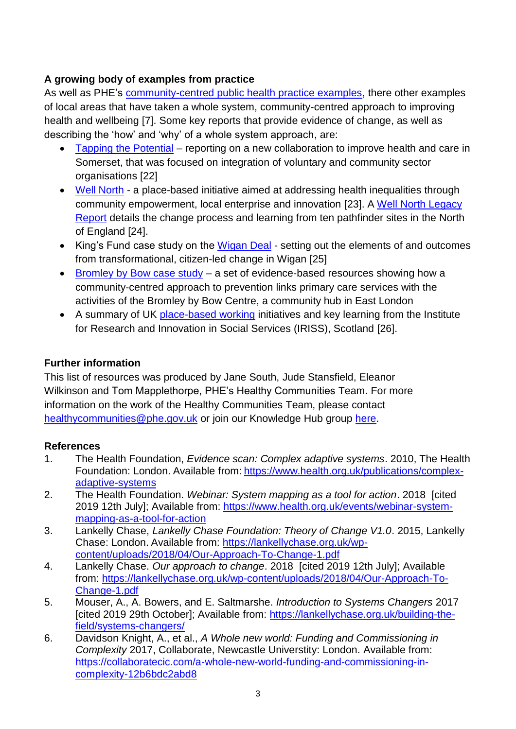**A growing body of examples from practice**

As well as PHE's community-centred public health practice examples, there other examples of local areas that have taken a whole system, community-centred approach to improving health and wellbeing [7]. Some key reports that provide evidence of change, as well as describing the 'how' and 'why' of a whole system approach, are:

- Tapping the Potential – reporting on a new collaboration to improve health and care in Somerset, that was focused on integration of voluntary and community sector organisations [22]
- Well North - a place-based initiative aimed at addressing health inequalities through community empowerment, local enterprise and innovation [23]. A Well North Legacy Report details the change process and learning from ten pathfinder sites in the North of England [24].
- King's Fund case study on the Wigan Deal - setting out the elements of and outcomes from transformational, citizen-led change in Wigan [25]
- Bromley by Bow case study – a set of evidence-based resources showing how a community-centred approach to prevention links primary care services with the activities of the Bromley by Bow Centre, a community hub in East London
- A summary of UK place-based working initiatives and key learning from the Institute for Research and Innovation in Social Services (IRISS), Scotland [26].

**Further information**

This list of resources was produced by Jane South, Jude Stansfield, Eleanor Wilkinson and Tom Mapplethorpe, PHE's Healthy Communities Team. For more information on the work of the Healthy Communities Team, please contact healthycommunities@phe.gov.uk or join our Knowledge Hub group here.

**References**

1. The Health Foundation, *Evidence scan: Complex adaptive systems*. 2010, The Health Foundation: London. Available from: https://www.health.org.uk/publications/complex-adaptive-systems
2. The Health Foundation. *Webinar: System mapping as a tool for action*. 2018 [cited 2019 12th July]; Available from: https://www.health.org.uk/events/webinar-system-mapping-as-a-tool-for-action
3. Lankelly Chase, *Lankelly Chase Foundation: Theory of Change V1.0*. 2015, Lankelly Chase: London. Available from: https://lankellychase.org.uk/wp-content/uploads/2018/04/Our-Approach-To-Change-1.pdf
4. Lankelly Chase. *Our approach to change*. 2018 [cited 2019 12th July]; Available from: https://lankellychase.org.uk/wp-content/uploads/2018/04/Our-Approach-To-Change-1.pdf
5. Mouser, A., A. Bowers, and E. Saltmarshe. *Introduction to Systems Changers* 2017 [cited 2019 29th October]; Available from: https://lankellychase.org.uk/building-the-field/systems-changers/
6. Davidson Knight, A., et al., *A Whole new world: Funding and Commissioning in Complexity* 2017, Collaborate, Newcastle Universtity: London. Available from: https://collaboratecic.com/a-whole-new-world-funding-and-commissioning-in-complexity-12b6bdc2abd8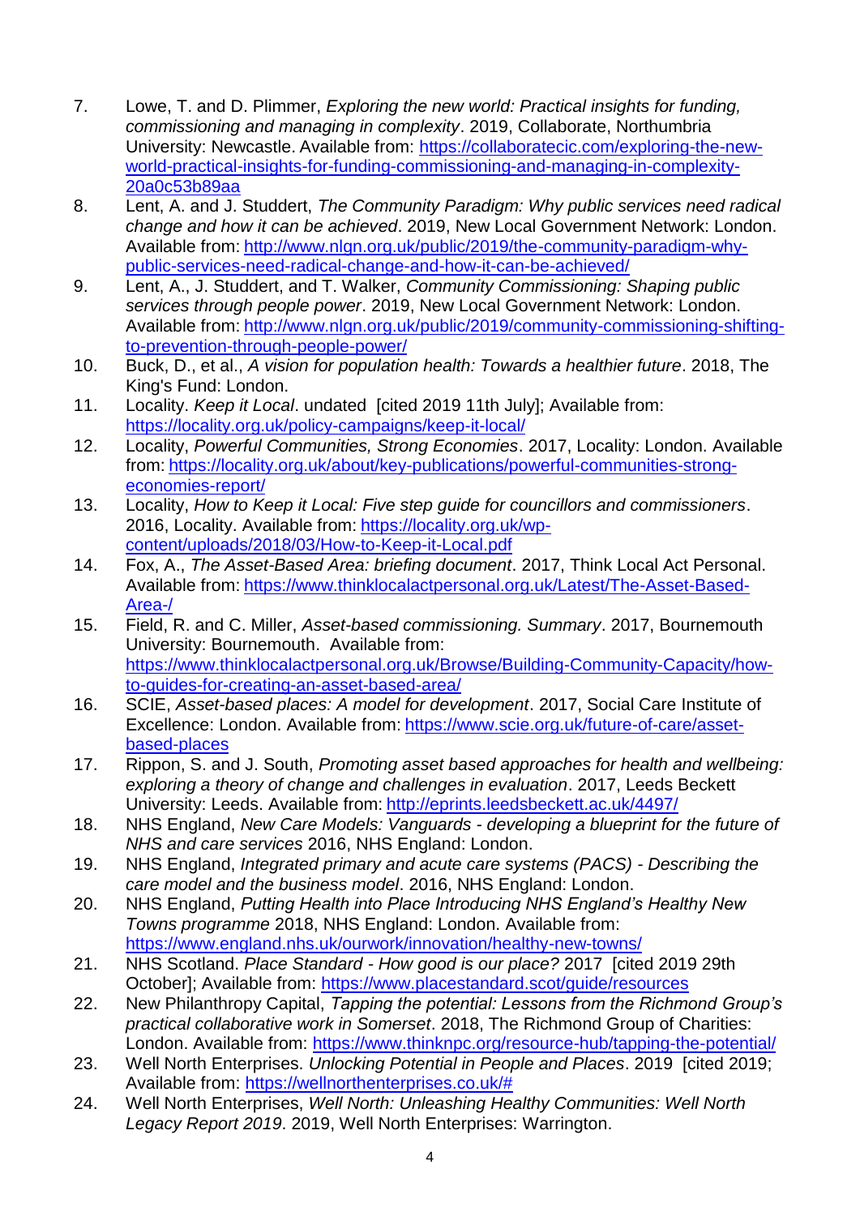7. Lowe, T. and D. Plimmer, *Exploring the new world: Practical insights for funding, commissioning and managing in complexity*. 2019, Collaborate, Northumbria University: Newcastle. Available from: https://collaboratecic.com/exploring-the-new-world-practical-insights-for-funding-commissioning-and-managing-in-complexity-20a0c53b89aa
8. Lent, A. and J. Studdert, *The Community Paradigm: Why public services need radical change and how it can be achieved*. 2019, New Local Government Network: London. Available from: http://www.nlgn.org.uk/public/2019/the-community-paradigm-why-public-services-need-radical-change-and-how-it-can-be-achieved/
9. Lent, A., J. Studdert, and T. Walker, *Community Commissioning: Shaping public services through people power*. 2019, New Local Government Network: London. Available from: http://www.nlgn.org.uk/public/2019/community-commissioning-shifting-to-prevention-through-people-power/
10. Buck, D., et al., *A vision for population health: Towards a healthier future*. 2018, The King's Fund: London.
11. Locality. *Keep it Local*. undated [cited 2019 11th July]; Available from: https://locality.org.uk/policy-campaigns/keep-it-local/
12. Locality, *Powerful Communities, Strong Economies*. 2017, Locality: London. Available from: https://locality.org.uk/about/key-publications/powerful-communities-strong-economies-report/
13. Locality, *How to Keep it Local: Five step guide for councillors and commissioners*. 2016, Locality. Available from: https://locality.org.uk/wp-content/uploads/2018/03/How-to-Keep-it-Local.pdf
14. Fox, A., *The Asset-Based Area: briefing document*. 2017, Think Local Act Personal. Available from: https://www.thinklocalactpersonal.org.uk/Latest/The-Asset-Based-Area-/
15. Field, R. and C. Miller, *Asset-based commissioning. Summary*. 2017, Bournemouth University: Bournemouth. Available from: https://www.thinklocalactpersonal.org.uk/Browse/Building-Community-Capacity/how-to-guides-for-creating-an-asset-based-area/
16. SCIE, *Asset-based places: A model for development*. 2017, Social Care Institute of Excellence: London. Available from: https://www.scie.org.uk/future-of-care/asset-based-places
17. Rippon, S. and J. South, *Promoting asset based approaches for health and wellbeing: exploring a theory of change and challenges in evaluation*. 2017, Leeds Beckett University: Leeds. Available from: http://eprints.leedsbeckett.ac.uk/4497/
18. NHS England, *New Care Models: Vanguards - developing a blueprint for the future of NHS and care services* 2016, NHS England: London.
19. NHS England, *Integrated primary and acute care systems (PACS) - Describing the care model and the business model*. 2016, NHS England: London.
20. NHS England, *Putting Health into Place Introducing NHS England's Healthy New Towns programme* 2018, NHS England: London. Available from: https://www.england.nhs.uk/ourwork/innovation/healthy-new-towns/
21. NHS Scotland. *Place Standard - How good is our place?* 2017 [cited 2019 29th October]; Available from: https://www.placestandard.scot/guide/resources
22. New Philanthropy Capital, *Tapping the potential: Lessons from the Richmond Group's practical collaborative work in Somerset*. 2018, The Richmond Group of Charities: London. Available from: https://www.thinknpc.org/resource-hub/tapping-the-potential/
23. Well North Enterprises. *Unlocking Potential in People and Places*. 2019 [cited 2019; Available from: https://wellnorthenterprises.co.uk/#
24. Well North Enterprises, *Well North: Unleashing Healthy Communities: Well North Legacy Report 2019*. 2019, Well North Enterprises: Warrington.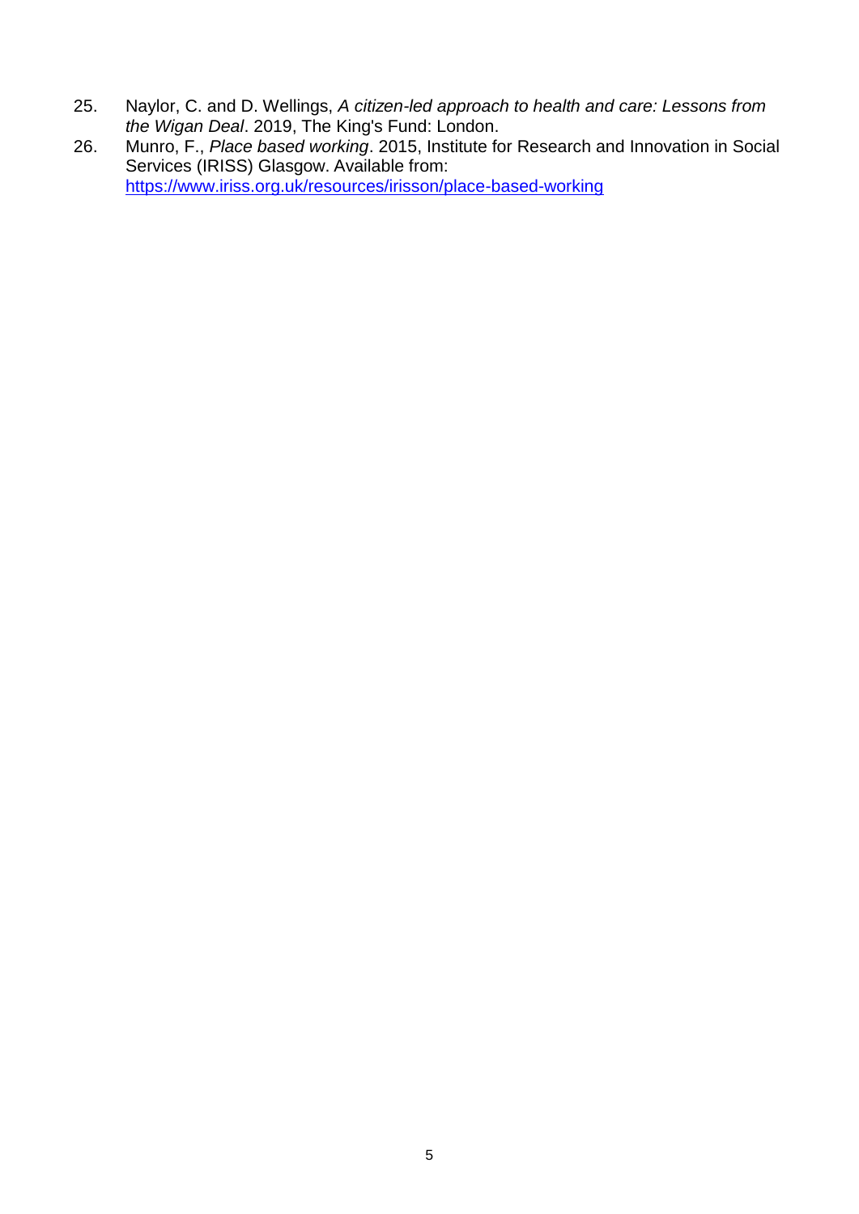25. Naylor, C. and D. Wellings, *A citizen-led approach to health and care: Lessons from the Wigan Deal*. 2019, The King's Fund: London.
26. Munro, F., *Place based working*. 2015, Institute for Research and Innovation in Social Services (IRISS) Glasgow. Available from: https://www.iriss.org.uk/resources/irisson/place-based-working